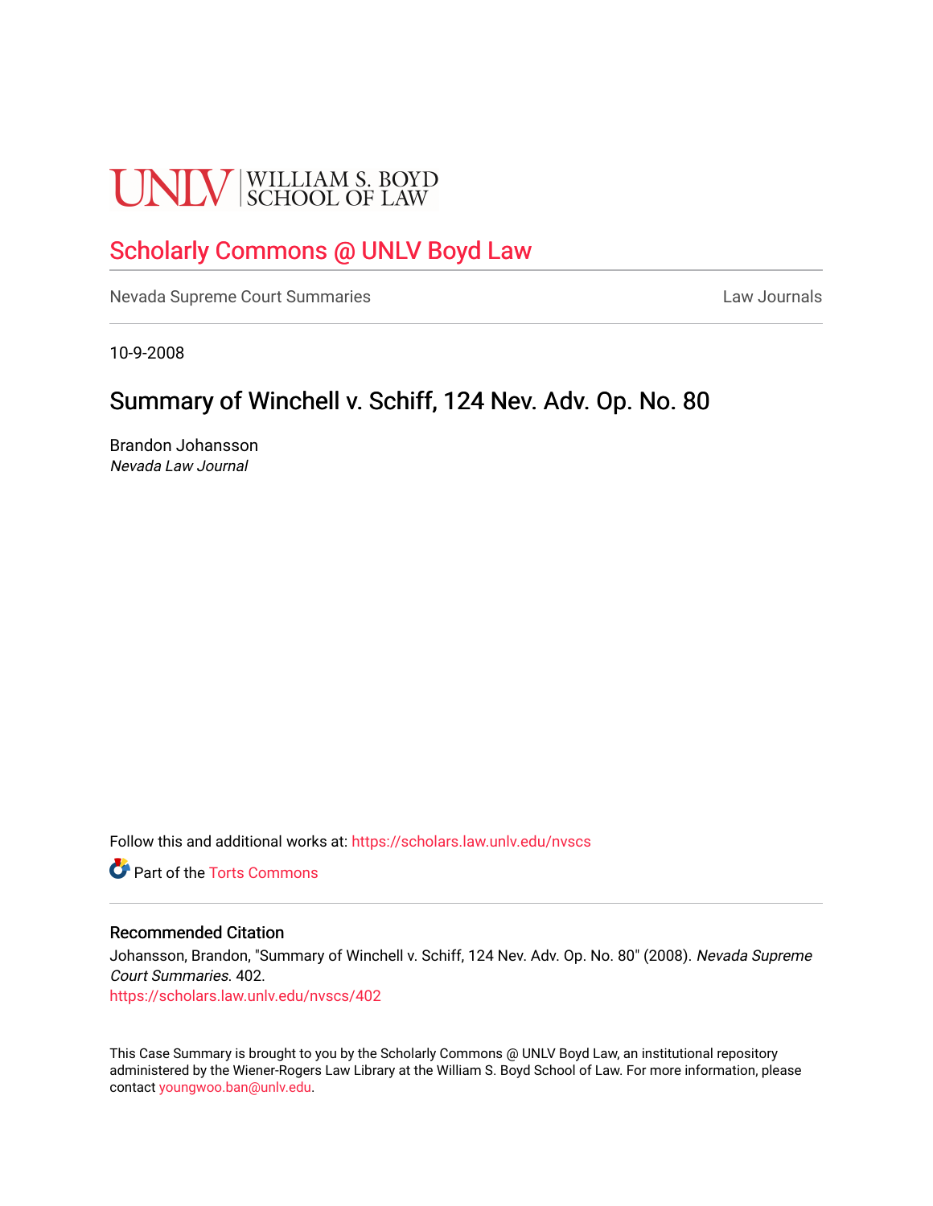UNLV | WILLIAM S. BOYD SCHOOL OF LAW

# Scholarly Commons @ UNLV Boyd Law

Nevada Supreme Court Summaries Law Journals

10-9-2008

## Summary of Winchell v. Schiff, 124 Nev. Adv. Op. No. 80

Brandon Johansson
*Nevada Law Journal*

Follow this and additional works at: https://scholars.law.unlv.edu/nvscs

Part of the Torts Commons

### Recommended Citation

Johansson, Brandon, "Summary of Winchell v. Schiff, 124 Nev. Adv. Op. No. 80" (2008). *Nevada Supreme Court Summaries*. 402.
https://scholars.law.unlv.edu/nvscs/402

This Case Summary is brought to you by the Scholarly Commons @ UNLV Boyd Law, an institutional repository administered by the Wiener-Rogers Law Library at the William S. Boyd School of Law. For more information, please contact youngwoo.ban@unlv.edu.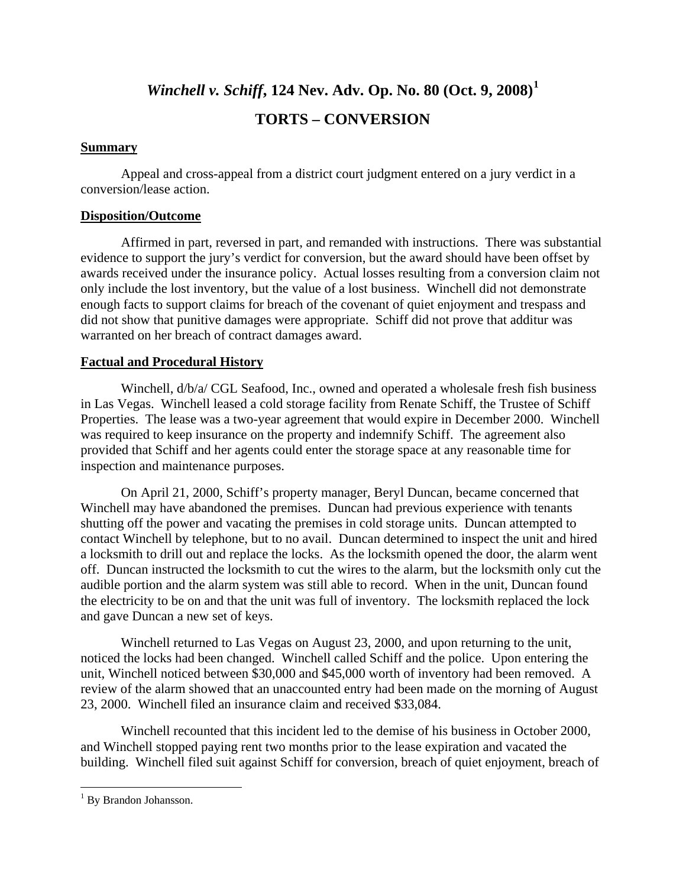# *Winchell v. Schiff*, 124 Nev. Adv. Op. No. 80 (Oct. 9, 2008)[1]

## TORTS – CONVERSION

### Summary

Appeal and cross-appeal from a district court judgment entered on a jury verdict in a conversion/lease action.

### Disposition/Outcome

Affirmed in part, reversed in part, and remanded with instructions. There was substantial evidence to support the jury's verdict for conversion, but the award should have been offset by awards received under the insurance policy. Actual losses resulting from a conversion claim not only include the lost inventory, but the value of a lost business. Winchell did not demonstrate enough facts to support claims for breach of the covenant of quiet enjoyment and trespass and did not show that punitive damages were appropriate. Schiff did not prove that additur was warranted on her breach of contract damages award.

### Factual and Procedural History

Winchell, d/b/a/ CGL Seafood, Inc., owned and operated a wholesale fresh fish business in Las Vegas. Winchell leased a cold storage facility from Renate Schiff, the Trustee of Schiff Properties. The lease was a two-year agreement that would expire in December 2000. Winchell was required to keep insurance on the property and indemnify Schiff. The agreement also provided that Schiff and her agents could enter the storage space at any reasonable time for inspection and maintenance purposes.

On April 21, 2000, Schiff's property manager, Beryl Duncan, became concerned that Winchell may have abandoned the premises. Duncan had previous experience with tenants shutting off the power and vacating the premises in cold storage units. Duncan attempted to contact Winchell by telephone, but to no avail. Duncan determined to inspect the unit and hired a locksmith to drill out and replace the locks. As the locksmith opened the door, the alarm went off. Duncan instructed the locksmith to cut the wires to the alarm, but the locksmith only cut the audible portion and the alarm system was still able to record. When in the unit, Duncan found the electricity to be on and that the unit was full of inventory. The locksmith replaced the lock and gave Duncan a new set of keys.

Winchell returned to Las Vegas on August 23, 2000, and upon returning to the unit, noticed the locks had been changed. Winchell called Schiff and the police. Upon entering the unit, Winchell noticed between $30,000 and $45,000 worth of inventory had been removed. A review of the alarm showed that an unaccounted entry had been made on the morning of August 23, 2000. Winchell filed an insurance claim and received $33,084.

Winchell recounted that this incident led to the demise of his business in October 2000, and Winchell stopped paying rent two months prior to the lease expiration and vacated the building. Winchell filed suit against Schiff for conversion, breach of quiet enjoyment, breach of

[1] By Brandon Johansson.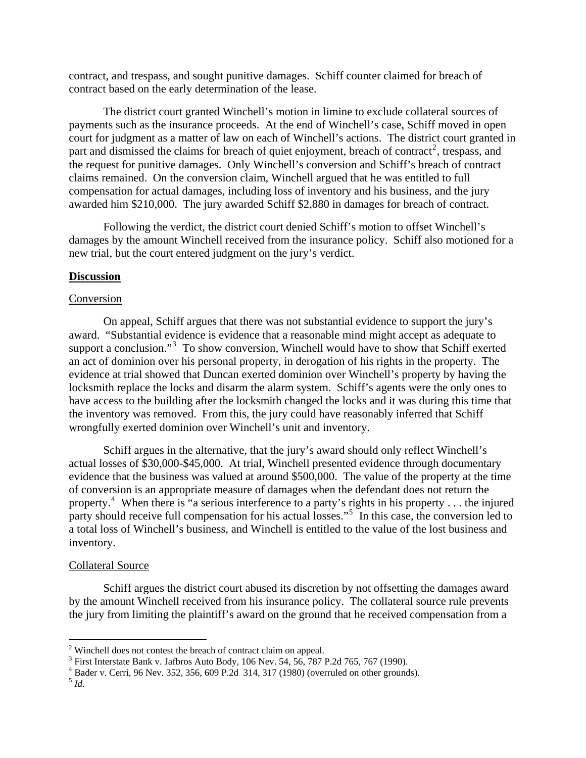contract, and trespass, and sought punitive damages. Schiff counter claimed for breach of contract based on the early determination of the lease.

The district court granted Winchell's motion in limine to exclude collateral sources of payments such as the insurance proceeds. At the end of Winchell's case, Schiff moved in open court for judgment as a matter of law on each of Winchell's actions. The district court granted in part and dismissed the claims for breach of quiet enjoyment, breach of contract[2], trespass, and the request for punitive damages. Only Winchell's conversion and Schiff's breach of contract claims remained. On the conversion claim, Winchell argued that he was entitled to full compensation for actual damages, including loss of inventory and his business, and the jury awarded him $210,000. The jury awarded Schiff $2,880 in damages for breach of contract.

Following the verdict, the district court denied Schiff's motion to offset Winchell's damages by the amount Winchell received from the insurance policy. Schiff also motioned for a new trial, but the court entered judgment on the jury's verdict.

**Discussion**

Conversion

On appeal, Schiff argues that there was not substantial evidence to support the jury's award. "Substantial evidence is evidence that a reasonable mind might accept as adequate to support a conclusion."[3] To show conversion, Winchell would have to show that Schiff exerted an act of dominion over his personal property, in derogation of his rights in the property. The evidence at trial showed that Duncan exerted dominion over Winchell's property by having the locksmith replace the locks and disarm the alarm system. Schiff's agents were the only ones to have access to the building after the locksmith changed the locks and it was during this time that the inventory was removed. From this, the jury could have reasonably inferred that Schiff wrongfully exerted dominion over Winchell's unit and inventory.

Schiff argues in the alternative, that the jury's award should only reflect Winchell's actual losses of $30,000-$45,000. At trial, Winchell presented evidence through documentary evidence that the business was valued at around $500,000. The value of the property at the time of conversion is an appropriate measure of damages when the defendant does not return the property.[4] When there is "a serious interference to a party's rights in his property . . . the injured party should receive full compensation for his actual losses."[5] In this case, the conversion led to a total loss of Winchell's business, and Winchell is entitled to the value of the lost business and inventory.

Collateral Source

Schiff argues the district court abused its discretion by not offsetting the damages award by the amount Winchell received from his insurance policy. The collateral source rule prevents the jury from limiting the plaintiff's award on the ground that he received compensation from a

[2] Winchell does not contest the breach of contract claim on appeal.

[3] First Interstate Bank v. Jafbros Auto Body, 106 Nev. 54, 56, 787 P.2d 765, 767 (1990).

[4] Bader v. Cerri, 96 Nev. 352, 356, 609 P.2d 314, 317 (1980) (overruled on other grounds).

[5] *Id.*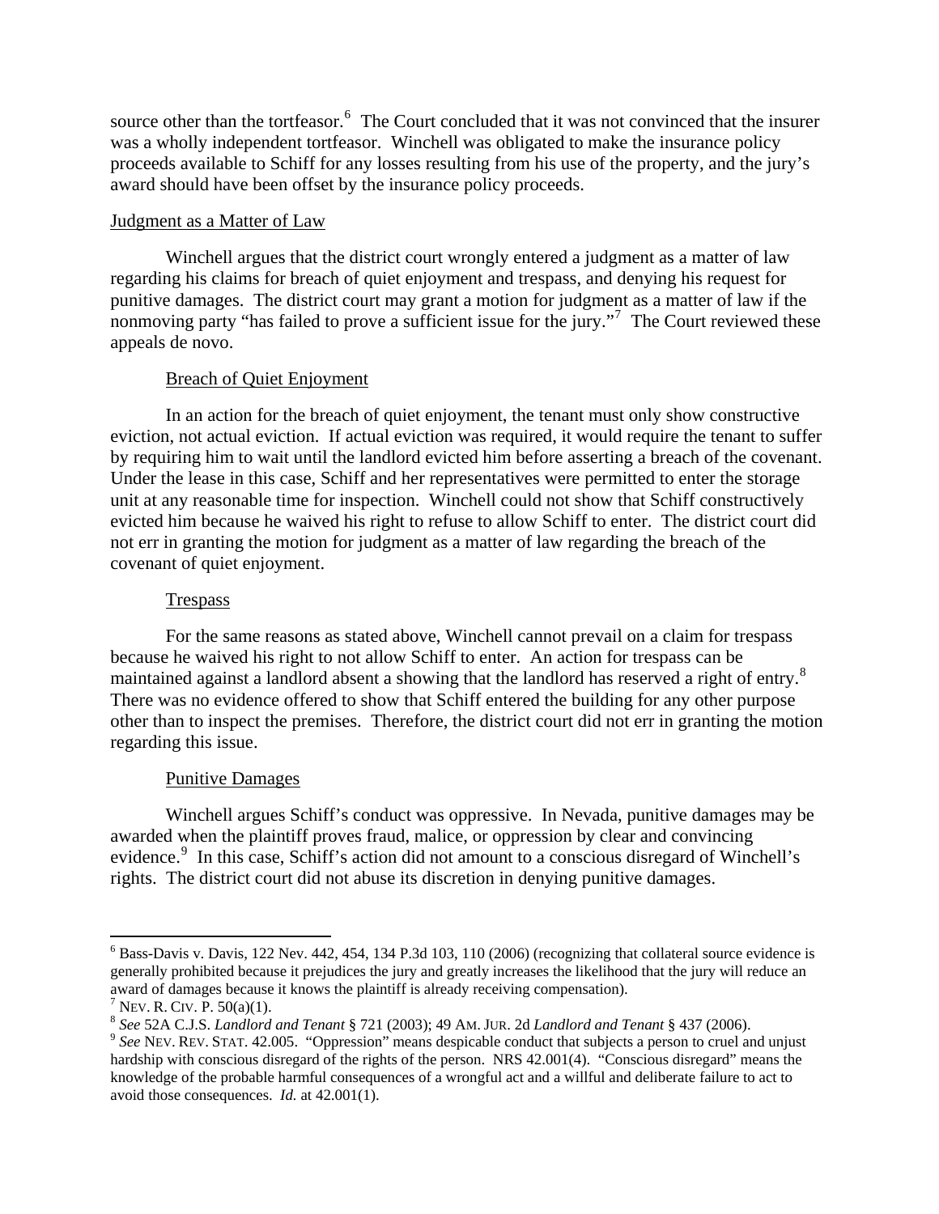source other than the tortfeasor.[6] The Court concluded that it was not convinced that the insurer was a wholly independent tortfeasor. Winchell was obligated to make the insurance policy proceeds available to Schiff for any losses resulting from his use of the property, and the jury's award should have been offset by the insurance policy proceeds.

<u>Judgment as a Matter of Law</u>

Winchell argues that the district court wrongly entered a judgment as a matter of law regarding his claims for breach of quiet enjoyment and trespass, and denying his request for punitive damages. The district court may grant a motion for judgment as a matter of law if the nonmoving party "has failed to prove a sufficient issue for the jury."[7] The Court reviewed these appeals de novo.

<u>Breach of Quiet Enjoyment</u>

In an action for the breach of quiet enjoyment, the tenant must only show constructive eviction, not actual eviction. If actual eviction was required, it would require the tenant to suffer by requiring him to wait until the landlord evicted him before asserting a breach of the covenant. Under the lease in this case, Schiff and her representatives were permitted to enter the storage unit at any reasonable time for inspection. Winchell could not show that Schiff constructively evicted him because he waived his right to refuse to allow Schiff to enter. The district court did not err in granting the motion for judgment as a matter of law regarding the breach of the covenant of quiet enjoyment.

<u>Trespass</u>

For the same reasons as stated above, Winchell cannot prevail on a claim for trespass because he waived his right to not allow Schiff to enter. An action for trespass can be maintained against a landlord absent a showing that the landlord has reserved a right of entry.[8] There was no evidence offered to show that Schiff entered the building for any other purpose other than to inspect the premises. Therefore, the district court did not err in granting the motion regarding this issue.

<u>Punitive Damages</u>

Winchell argues Schiff's conduct was oppressive. In Nevada, punitive damages may be awarded when the plaintiff proves fraud, malice, or oppression by clear and convincing evidence.[9] In this case, Schiff's action did not amount to a conscious disregard of Winchell's rights. The district court did not abuse its discretion in denying punitive damages.

---

[6] Bass-Davis v. Davis, 122 Nev. 442, 454, 134 P.3d 103, 110 (2006) (recognizing that collateral source evidence is generally prohibited because it prejudices the jury and greatly increases the likelihood that the jury will reduce an award of damages because it knows the plaintiff is already receiving compensation).

[7] NEV. R. CIV. P. 50(a)(1).

[8] *See* 52A C.J.S. *Landlord and Tenant* § 721 (2003); 49 AM. JUR. 2d *Landlord and Tenant* § 437 (2006).

[9] *See* NEV. REV. STAT. 42.005. "Oppression" means despicable conduct that subjects a person to cruel and unjust hardship with conscious disregard of the rights of the person. NRS 42.001(4). "Conscious disregard" means the knowledge of the probable harmful consequences of a wrongful act and a willful and deliberate failure to act to avoid those consequences. *Id.* at 42.001(1).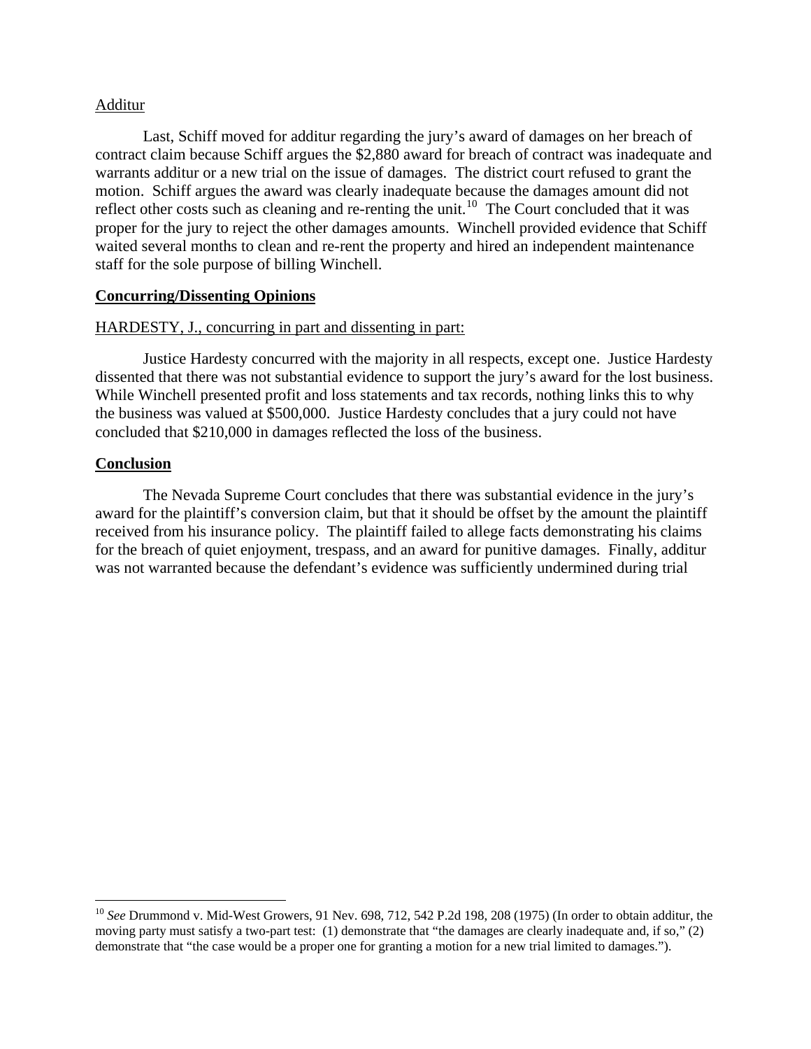Addititur

Last, Schiff moved for additur regarding the jury's award of damages on her breach of contract claim because Schiff argues the $2,880 award for breach of contract was inadequate and warrants additur or a new trial on the issue of damages. The district court refused to grant the motion. Schiff argues the award was clearly inadequate because the damages amount did not reflect other costs such as cleaning and re-renting the unit.[10] The Court concluded that it was proper for the jury to reject the other damages amounts. Winchell provided evidence that Schiff waited several months to clean and re-rent the property and hired an independent maintenance staff for the sole purpose of billing Winchell.

## Concurring/Dissenting Opinions

HARDESTY, J., concurring in part and dissenting in part:

Justice Hardesty concurred with the majority in all respects, except one. Justice Hardesty dissented that there was not substantial evidence to support the jury's award for the lost business. While Winchell presented profit and loss statements and tax records, nothing links this to why the business was valued at $500,000. Justice Hardesty concludes that a jury could not have concluded that $210,000 in damages reflected the loss of the business.

## Conclusion

The Nevada Supreme Court concludes that there was substantial evidence in the jury's award for the plaintiff's conversion claim, but that it should be offset by the amount the plaintiff received from his insurance policy. The plaintiff failed to allege facts demonstrating his claims for the breach of quiet enjoyment, trespass, and an award for punitive damages. Finally, additur was not warranted because the defendant's evidence was sufficiently undermined during trial

---

[10] *See* Drummond v. Mid-West Growers, 91 Nev. 698, 712, 542 P.2d 198, 208 (1975) (In order to obtain additur, the moving party must satisfy a two-part test: (1) demonstrate that "the damages are clearly inadequate and, if so," (2) demonstrate that "the case would be a proper one for granting a motion for a new trial limited to damages.").